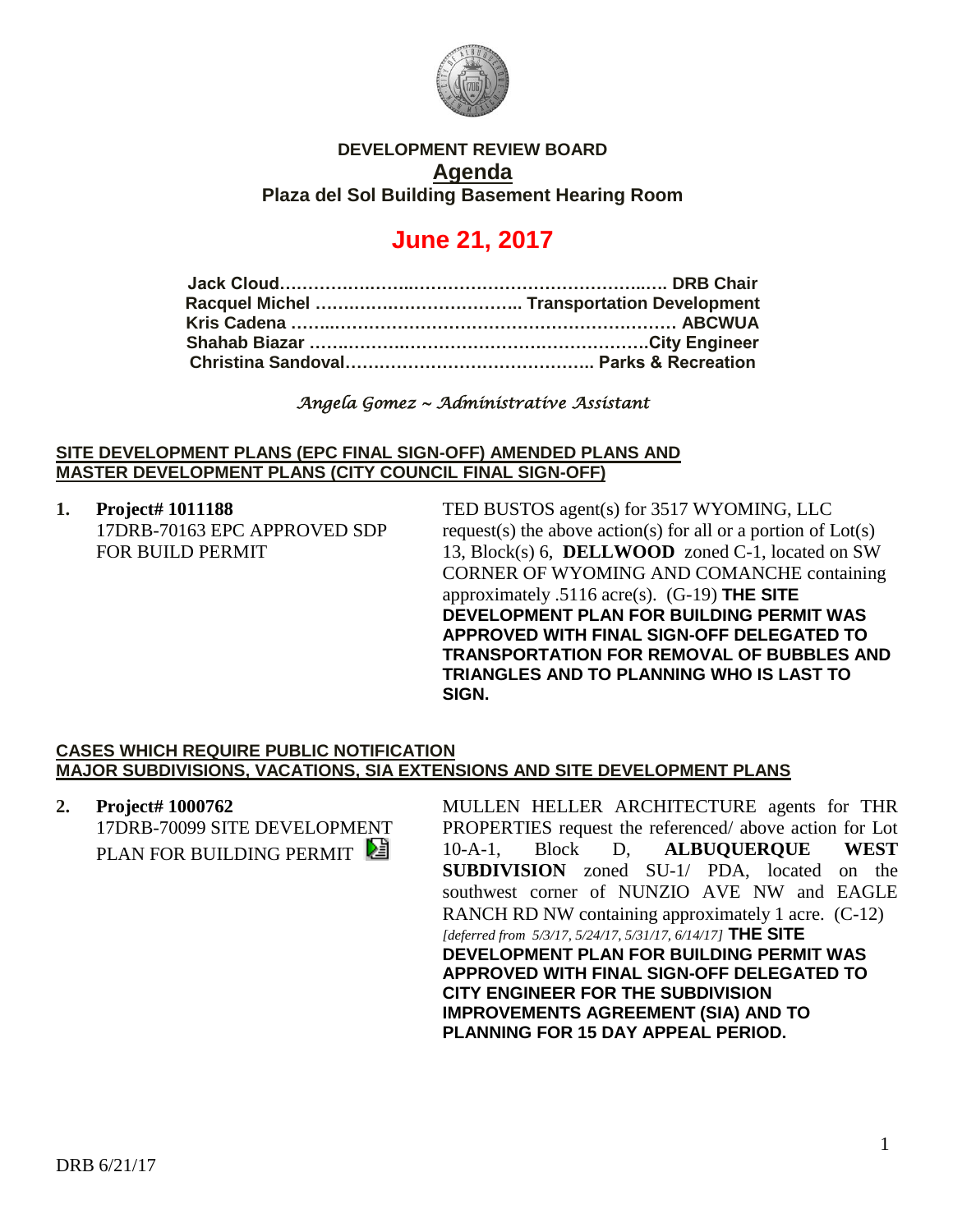**DEVELOPMENT REVIEW BOARD**

**Agenda**

**Plaza del Sol Building Basement Hearing Room**

# June 21, 2017

**Jack Cloud……………………………………………………….. DRB Chair**
**Racquel Michel ……………………………….. Transportation Development**
**Kris Cadena …………………………………………………………… ABCWUA**
**Shahab Biazar ……………………………………………………City Engineer**
**Christina Sandoval…………………………………….. Parks & Recreation**

*Angela Gomez ~ Administrative Assistant*

**SITE DEVELOPMENT PLANS (EPC FINAL SIGN-OFF) AMENDED PLANS AND MASTER DEVELOPMENT PLANS (CITY COUNCIL FINAL SIGN-OFF)**

1. **Project# 1011188**
   17DRB-70163 EPC APPROVED SDP FOR BUILD PERMIT

   TED BUSTOS agent(s) for 3517 WYOMING, LLC request(s) the above action(s) for all or a portion of Lot(s) 13, Block(s) 6, **DELLWOOD** zoned C-1, located on SW CORNER OF WYOMING AND COMANCHE containing approximately .5116 acre(s). (G-19) **THE SITE DEVELOPMENT PLAN FOR BUILDING PERMIT WAS APPROVED WITH FINAL SIGN-OFF DELEGATED TO TRANSPORTATION FOR REMOVAL OF BUBBLES AND TRIANGLES AND TO PLANNING WHO IS LAST TO SIGN.**

**CASES WHICH REQUIRE PUBLIC NOTIFICATION**
**MAJOR SUBDIVISIONS, VACATIONS, SIA EXTENSIONS AND SITE DEVELOPMENT PLANS**

2. **Project# 1000762**
   17DRB-70099 SITE DEVELOPMENT PLAN FOR BUILDING PERMIT

   MULLEN HELLER ARCHITECTURE agents for THR PROPERTIES request the referenced/ above action for Lot 10-A-1, Block D, **ALBUQUERQUE WEST SUBDIVISION** zoned SU-1/ PDA, located on the southwest corner of NUNZIO AVE NW and EAGLE RANCH RD NW containing approximately 1 acre. (C-12) *[deferred from 5/3/17, 5/24/17, 5/31/17, 6/14/17]* **THE SITE DEVELOPMENT PLAN FOR BUILDING PERMIT WAS APPROVED WITH FINAL SIGN-OFF DELEGATED TO CITY ENGINEER FOR THE SUBDIVISION IMPROVEMENTS AGREEMENT (SIA) AND TO PLANNING FOR 15 DAY APPEAL PERIOD.**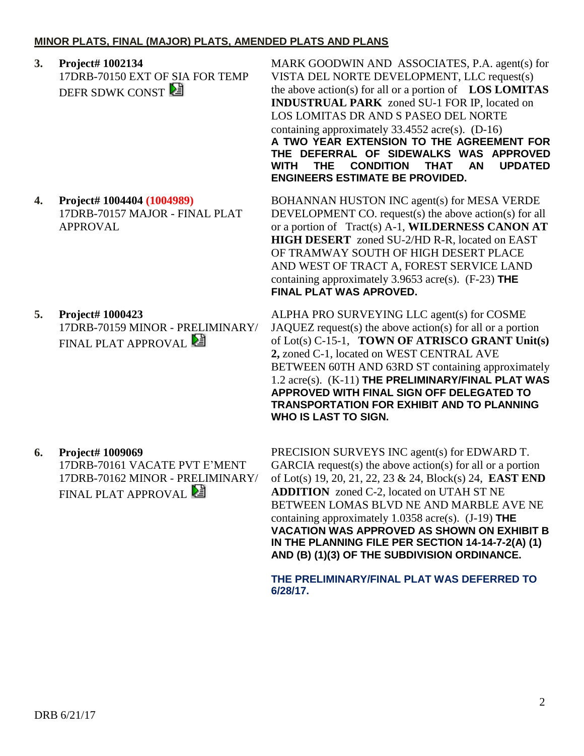**MINOR PLATS, FINAL (MAJOR) PLATS, AMENDED PLATS AND PLANS**

3. **Project# 1002134**
17DRB-70150 EXT OF SIA FOR TEMP DEFR SDWK CONST

MARK GOODWIN AND ASSOCIATES, P.A. agent(s) for VISTA DEL NORTE DEVELOPMENT, LLC request(s) the above action(s) for all or a portion of **LOS LOMITAS INDUSTRAL PARK** zoned SU-1 FOR IP, located on LOS LOMITAS DR AND S PASEO DEL NORTE containing approximately 33.4552 acre(s). (D-16) **A TWO YEAR EXTENSION TO THE AGREEMENT FOR THE DEFERRAL OF SIDEWALKS WAS APPROVED WITH THE CONDITION THAT AN UPDATED ENGINEERS ESTIMATE BE PROVIDED.**

4. **Project# 1004404 (1004989)**
17DRB-70157 MAJOR - FINAL PLAT APPROVAL

BOHANNAN HUSTON INC agent(s) for MESA VERDE DEVELOPMENT CO. request(s) the above action(s) for all or a portion of Tract(s) A-1, **WILDERNESS CANON AT HIGH DESERT** zoned SU-2/HD R-R, located on EAST OF TRAMWAY SOUTH OF HIGH DESERT PLACE AND WEST OF TRACT A, FOREST SERVICE LAND containing approximately 3.9653 acre(s). (F-23) **THE FINAL PLAT WAS APROVED.**

5. **Project# 1000423**
17DRB-70159 MINOR - PRELIMINARY/ FINAL PLAT APPROVAL

ALPHA PRO SURVEYING LLC agent(s) for COSME JAQUEZ request(s) the above action(s) for all or a portion of Lot(s) C-15-1, **TOWN OF ATRISCO GRANT Unit(s) 2,** zoned C-1, located on WEST CENTRAL AVE BETWEEN 60TH AND 63RD ST containing approximately 1.2 acre(s). (K-11) **THE PRELIMINARY/FINAL PLAT WAS APPROVED WITH FINAL SIGN OFF DELEGATED TO TRANSPORTATION FOR EXHIBIT AND TO PLANNING WHO IS LAST TO SIGN.**

6. **Project# 1009069**
17DRB-70161 VACATE PVT E'MENT
17DRB-70162 MINOR - PRELIMINARY/ FINAL PLAT APPROVAL

PRECISION SURVEYS INC agent(s) for EDWARD T. GARCIA request(s) the above action(s) for all or a portion of Lot(s) 19, 20, 21, 22, 23 & 24, Block(s) 24, **EAST END ADDITION** zoned C-2, located on UTAH ST NE BETWEEN LOMAS BLVD NE AND MARBLE AVE NE containing approximately 1.0358 acre(s). (J-19) **THE VACATION WAS APPROVED AS SHOWN ON EXHIBIT B IN THE PLANNING FILE PER SECTION 14-14-7-2(A) (1) AND (B) (1)(3) OF THE SUBDIVISION ORDINANCE.**

**THE PRELIMINARY/FINAL PLAT WAS DEFERRED TO 6/28/17.**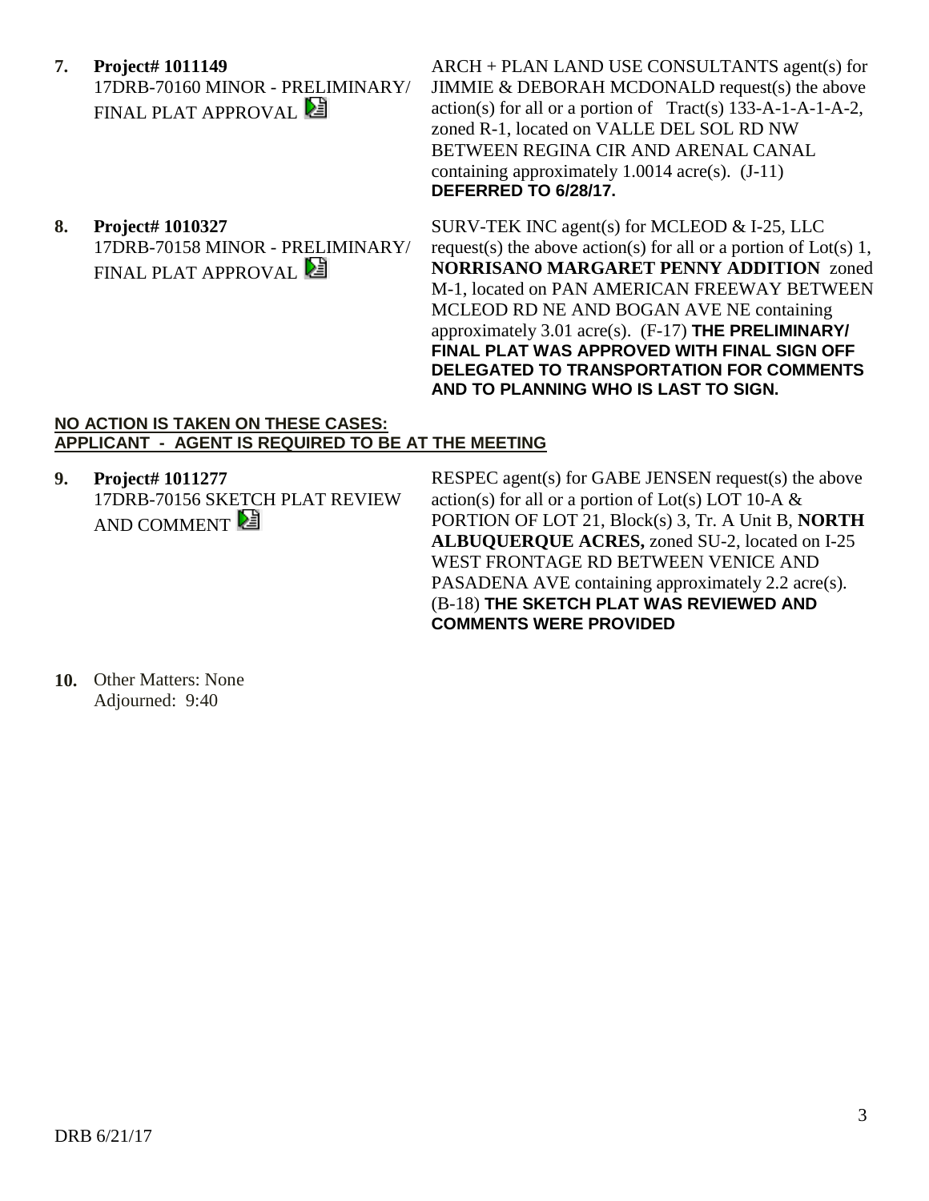7. **Project# 1011149**
   17DRB-70160 MINOR - PRELIMINARY/ FINAL PLAT APPROVAL

   ARCH + PLAN LAND USE CONSULTANTS agent(s) for JIMMIE & DEBORAH MCDONALD request(s) the above action(s) for all or a portion of Tract(s) 133-A-1-A-1-A-2, zoned R-1, located on VALLE DEL SOL RD NW BETWEEN REGINA CIR AND ARENAL CANAL containing approximately 1.0014 acre(s). (J-11) **DEFERRED TO 6/28/17.**

8. **Project# 1010327**
   17DRB-70158 MINOR - PRELIMINARY/ FINAL PLAT APPROVAL

   SURV-TEK INC agent(s) for MCLEOD & I-25, LLC request(s) the above action(s) for all or a portion of Lot(s) 1, **NORRISANO MARGARET PENNY ADDITION** zoned M-1, located on PAN AMERICAN FREEWAY BETWEEN MCLEOD RD NE AND BOGAN AVE NE containing approximately 3.01 acre(s). (F-17) **THE PRELIMINARY/ FINAL PLAT WAS APPROVED WITH FINAL SIGN OFF DELEGATED TO TRANSPORTATION FOR COMMENTS AND TO PLANNING WHO IS LAST TO SIGN.**

**NO ACTION IS TAKEN ON THESE CASES:**
**APPLICANT - AGENT IS REQUIRED TO BE AT THE MEETING**

9. **Project# 1011277**
   17DRB-70156 SKETCH PLAT REVIEW AND COMMENT

   RESPEC agent(s) for GABE JENSEN request(s) the above action(s) for all or a portion of Lot(s) LOT 10-A & PORTION OF LOT 21, Block(s) 3, Tr. A Unit B, **NORTH ALBUQUERQUE ACRES,** zoned SU-2, located on I-25 WEST FRONTAGE RD BETWEEN VENICE AND PASADENA AVE containing approximately 2.2 acre(s). (B-18) **THE SKETCH PLAT WAS REVIEWED AND COMMENTS WERE PROVIDED**

10. Other Matters: None
    Adjourned: 9:40